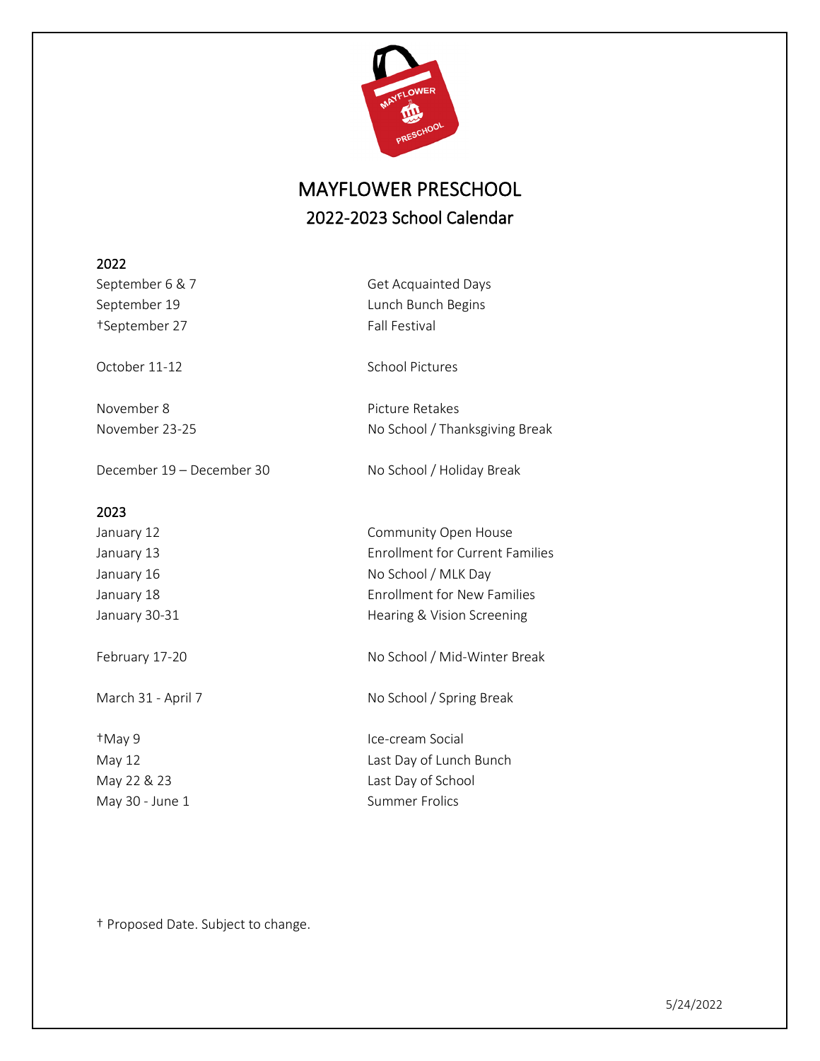# MAYFLOWER PRESCHOOL

## 2022-2023 School Calendar

### 2022

| | |
|---|---|
| September 6 & 7 | Get Acquainted Days |
| September 19 | Lunch Bunch Begins |
| †September 27 | Fall Festival |
| October 11-12 | School Pictures |
| November 8 | Picture Retakes |
| November 23-25 | No School / Thanksgiving Break |
| December 19 – December 30 | No School / Holiday Break |

### 2023

| | |
|---|---|
| January 12 | Community Open House |
| January 13 | Enrollment for Current Families |
| January 16 | No School / MLK Day |
| January 18 | Enrollment for New Families |
| January 30-31 | Hearing & Vision Screening |
| February 17-20 | No School / Mid-Winter Break |
| March 31 - April 7 | No School / Spring Break |
| †May 9 | Ice-cream Social |
| May 12 | Last Day of Lunch Bunch |
| May 22 & 23 | Last Day of School |
| May 30 - June 1 | Summer Frolics |

† Proposed Date. Subject to change.

5/24/2022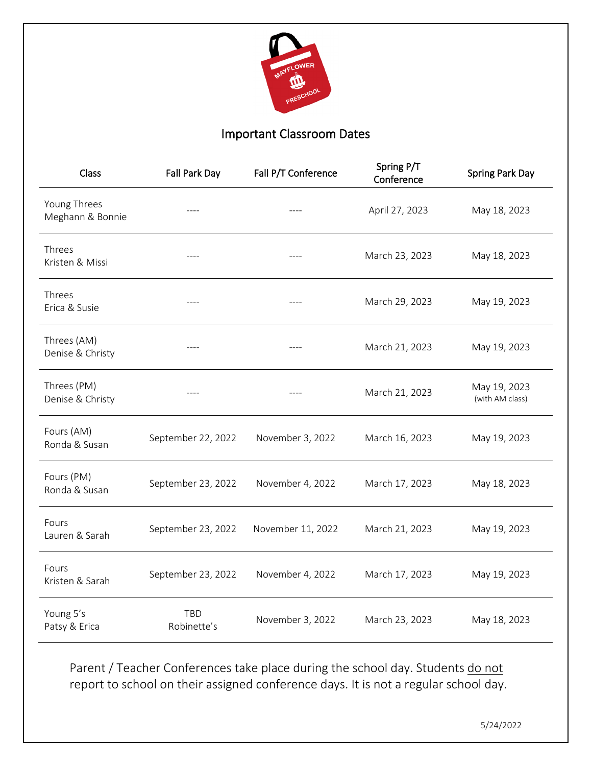## Important Classroom Dates

| Class | Fall Park Day | Fall P/T Conference | Spring P/T Conference | Spring Park Day |
|---|---|---|---|---|
| Young Threes<br>Meghann & Bonnie | ---- | ---- | April 27, 2023 | May 18, 2023 |
| Threes<br>Kristen & Missi | ---- | ---- | March 23, 2023 | May 18, 2023 |
| Threes<br>Erica & Susie | ---- | ---- | March 29, 2023 | May 19, 2023 |
| Threes (AM)<br>Denise & Christy | ---- | ---- | March 21, 2023 | May 19, 2023 |
| Threes (PM)<br>Denise & Christy | ---- | ---- | March 21, 2023 | May 19, 2023<br>(with AM class) |
| Fours (AM)<br>Ronda & Susan | September 22, 2022 | November 3, 2022 | March 16, 2023 | May 19, 2023 |
| Fours (PM)<br>Ronda & Susan | September 23, 2022 | November 4, 2022 | March 17, 2023 | May 18, 2023 |
| Fours<br>Lauren & Sarah | September 23, 2022 | November 11, 2022 | March 21, 2023 | May 19, 2023 |
| Fours<br>Kristen & Sarah | September 23, 2022 | November 4, 2022 | March 17, 2023 | May 19, 2023 |
| Young 5's<br>Patsy & Erica | TBD<br>Robinette's | November 3, 2022 | March 23, 2023 | May 18, 2023 |

Parent / Teacher Conferences take place during the school day. Students <u>do not</u> report to school on their assigned conference days. It is not a regular school day.

5/24/2022